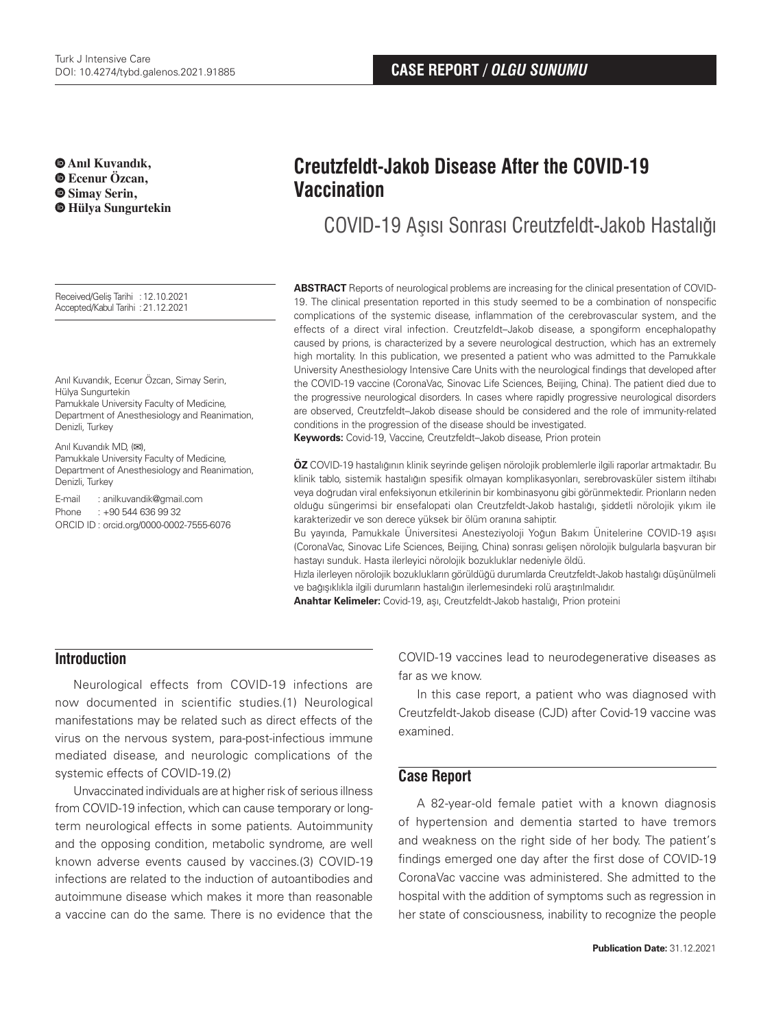# Creutzfeldt-Jakob Disease After the COVID-19 Vaccination

## COVID-19 Aşısı Sonrası Creutzfeldt-Jakob Hastalığı

**Anıl Kuvandık, Ecenur Özcan, Simay Serin, Hülya Sungurtekin**

Received/Geliş Tarihi : 12.10.2021
Accepted/Kabul Tarihi : 21.12.2021

Anıl Kuvandık, Ecenur Özcan, Simay Serin, Hülya Sungurtekin
Pamukkale University Faculty of Medicine, Department of Anesthesiology and Reanimation, Denizli, Turkey

Anıl Kuvandık MD, (✉),
Pamukkale University Faculty of Medicine, Department of Anesthesiology and Reanimation, Denizli, Turkey

E-mail : anilkuvandik@gmail.com
Phone : +90 544 636 99 32
ORCID ID : orcid.org/0000-0002-7555-6076

**ABSTRACT** Reports of neurological problems are increasing for the clinical presentation of COVID-19. The clinical presentation reported in this study seemed to be a combination of nonspecific complications of the systemic disease, inflammation of the cerebrovascular system, and the effects of a direct viral infection. Creutzfeldt–Jakob disease, a spongiform encephalopathy caused by prions, is characterized by a severe neurological destruction, which has an extremely high mortality. In this publication, we presented a patient who was admitted to the Pamukkale University Anesthesiology Intensive Care Units with the neurological findings that developed after the COVID-19 vaccine (CoronaVac, Sinovac Life Sciences, Beijing, China). The patient died due to the progressive neurological disorders. In cases where rapidly progressive neurological disorders are observed, Creutzfeldt–Jakob disease should be considered and the role of immunity-related conditions in the progression of the disease should be investigated.

**Keywords:** Covid-19, Vaccine, Creutzfeldt–Jakob disease, Prion protein

**ÖZ** COVID-19 hastalığının klinik seyrinde gelişen nörolojik problemlerle ilgili raporlar artmaktadır. Bu klinik tablo, sistemik hastalığın spesifik olmayan komplikasyonları, serebrovasküler sistem iltihabı veya doğrudan viral enfeksiyonun etkilerinin bir kombinasyonu gibi görünmektedir. Prionların neden olduğu süngerimsi bir ensefalopati olan Creutzfeldt-Jakob hastalığı, şiddetli nörolojik yıkım ile karakterizedir ve son derece yüksek bir ölüm oranına sahiptir.

Bu yayında, Pamukkale Üniversitesi Anesteziyoloji Yoğun Bakım Ünitelerine COVID-19 aşısı (CoronaVac, Sinovac Life Sciences, Beijing, China) sonrası gelişen nörolojik bulgularla başvuran bir hastayı sunduk. Hasta ilerleyici nörolojik bozukluklar nedeniyle öldü.

Hızla ilerleyen nörolojik bozuklukların görüldüğü durumlarda Creutzfeldt-Jakob hastalığı düşünülmeli ve bağışıklıkla ilgili durumların hastalığın ilerlemesindeki rolü araştırılmalıdır.

**Anahtar Kelimeler:** Covid-19, aşı, Creutzfeldt-Jakob hastalığı, Prion proteini

## Introduction

Neurological effects from COVID-19 infections are now documented in scientific studies.(1) Neurological manifestations may be related such as direct effects of the virus on the nervous system, para-post-infectious immune mediated disease, and neurologic complications of the systemic effects of COVID-19.(2)

Unvaccinated individuals are at higher risk of serious illness from COVID-19 infection, which can cause temporary or long-term neurological effects in some patients. Autoimmunity and the opposing condition, metabolic syndrome, are well known adverse events caused by vaccines.(3) COVID-19 infections are related to the induction of autoantibodies and autoimmune disease which makes it more than reasonable a vaccine can do the same. There is no evidence that the COVID-19 vaccines lead to neurodegenerative diseases as far as we know.

In this case report, a patient who was diagnosed with Creutzfeldt-Jakob disease (CJD) after Covid-19 vaccine was examined.

## Case Report

A 82-year-old female patiet with a known diagnosis of hypertension and dementia started to have tremors and weakness on the right side of her body. The patient's findings emerged one day after the first dose of COVID-19 CoronaVac vaccine was administered. She admitted to the hospital with the addition of symptoms such as regression in her state of consciousness, inability to recognize the people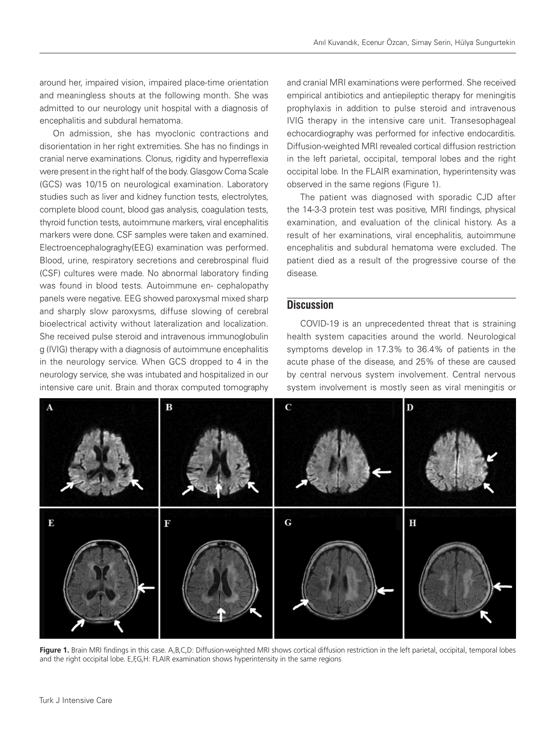around her, impaired vision, impaired place-time orientation and meaningless shouts at the following month. She was admitted to our neurology unit hospital with a diagnosis of encephalitis and subdural hematoma.

On admission, she has myoclonic contractions and disorientation in her right extremities. She has no findings in cranial nerve examinations. Clonus, rigidity and hyperreflexia were present in the right half of the body. Glasgow Coma Scale (GCS) was 10/15 on neurological examination. Laboratory studies such as liver and kidney function tests, electrolytes, complete blood count, blood gas analysis, coagulation tests, thyroid function tests, autoimmune markers, viral encephalitis markers were done. CSF samples were taken and examined. Electroencephalograghy(EEG) examination was performed. Blood, urine, respiratory secretions and cerebrospinal fluid (CSF) cultures were made. No abnormal laboratory finding was found in blood tests. Autoimmune en- cephalopathy panels were negative. EEG showed paroxysmal mixed sharp and sharply slow paroxysms, diffuse slowing of cerebral bioelectrical activity without lateralization and localization. She received pulse steroid and intravenous immunoglobulin g (IVIG) therapy with a diagnosis of autoimmune encephalitis in the neurology service. When GCS dropped to 4 in the neurology service, she was intubated and hospitalized in our intensive care unit. Brain and thorax computed tomography and cranial MRI examinations were performed. She received empirical antibiotics and antiepileptic therapy for meningitis prophylaxis in addition to pulse steroid and intravenous IVIG therapy in the intensive care unit. Transesophageal echocardiography was performed for infective endocarditis. Diffusion-weighted MRI revealed cortical diffusion restriction in the left parietal, occipital, temporal lobes and the right occipital lobe. In the FLAIR examination, hyperintensity was observed in the same regions (Figure 1).

The patient was diagnosed with sporadic CJD after the 14-3-3 protein test was positive, MRI findings, physical examination, and evaluation of the clinical history. As a result of her examinations, viral encephalitis, autoimmune encephalitis and subdural hematoma were excluded. The patient died as a result of the progressive course of the disease.

## Discussion

COVID-19 is an unprecedented threat that is straining health system capacities around the world. Neurological symptoms develop in 17.3% to 36.4% of patients in the acute phase of the disease, and 25% of these are caused by central nervous system involvement. Central nervous system involvement is mostly seen as viral meningitis or

**Figure 1.** Brain MRI findings in this case. A,B,C,D: Diffusion-weighted MRI shows cortical diffusion restriction in the left parietal, occipital, temporal lobes and the right occipital lobe. E,F,G,H: FLAIR examination shows hyperintensity in the same regions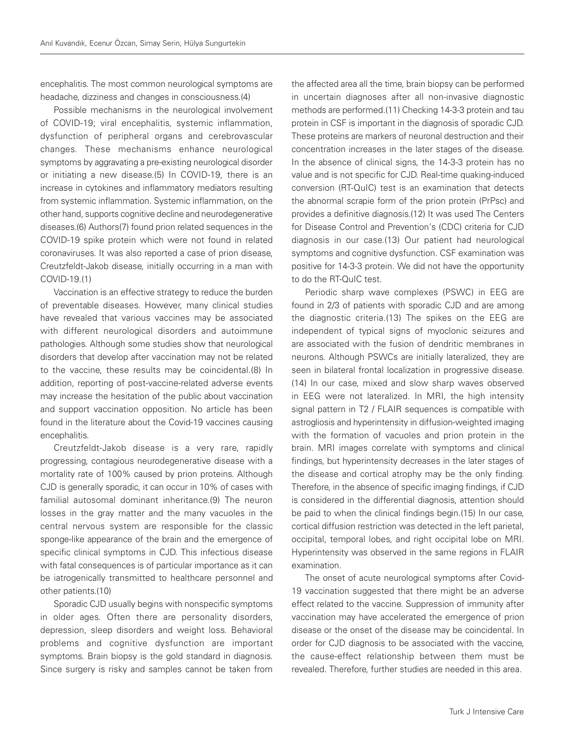encephalitis. The most common neurological symptoms are headache, dizziness and changes in consciousness.(4)

Possible mechanisms in the neurological involvement of COVID-19; viral encephalitis, systemic inflammation, dysfunction of peripheral organs and cerebrovascular changes. These mechanisms enhance neurological symptoms by aggravating a pre-existing neurological disorder or initiating a new disease.(5) In COVID-19, there is an increase in cytokines and inflammatory mediators resulting from systemic inflammation. Systemic inflammation, on the other hand, supports cognitive decline and neurodegenerative diseases.(6) Authors(7) found prion related sequences in the COVID-19 spike protein which were not found in related coronaviruses. It was also reported a case of prion disease, Creutzfeldt-Jakob disease, initially occurring in a man with COVID-19.(1)

Vaccination is an effective strategy to reduce the burden of preventable diseases. However, many clinical studies have revealed that various vaccines may be associated with different neurological disorders and autoimmune pathologies. Although some studies show that neurological disorders that develop after vaccination may not be related to the vaccine, these results may be coincidental.(8) In addition, reporting of post-vaccine-related adverse events may increase the hesitation of the public about vaccination and support vaccination opposition. No article has been found in the literature about the Covid-19 vaccines causing encephalitis.

Creutzfeldt-Jakob disease is a very rare, rapidly progressing, contagious neurodegenerative disease with a mortality rate of 100% caused by prion proteins. Although CJD is generally sporadic, it can occur in 10% of cases with familial autosomal dominant inheritance.(9) The neuron losses in the gray matter and the many vacuoles in the central nervous system are responsible for the classic sponge-like appearance of the brain and the emergence of specific clinical symptoms in CJD. This infectious disease with fatal consequences is of particular importance as it can be iatrogenically transmitted to healthcare personnel and other patients.(10)

Sporadic CJD usually begins with nonspecific symptoms in older ages. Often there are personality disorders, depression, sleep disorders and weight loss. Behavioral problems and cognitive dysfunction are important symptoms. Brain biopsy is the gold standard in diagnosis. Since surgery is risky and samples cannot be taken from the affected area all the time, brain biopsy can be performed in uncertain diagnoses after all non-invasive diagnostic methods are performed.(11) Checking 14-3-3 protein and tau protein in CSF is important in the diagnosis of sporadic CJD. These proteins are markers of neuronal destruction and their concentration increases in the later stages of the disease. In the absence of clinical signs, the 14-3-3 protein has no value and is not specific for CJD. Real-time quaking-induced conversion (RT-QuIC) test is an examination that detects the abnormal scrapie form of the prion protein (PrPsc) and provides a definitive diagnosis.(12) It was used The Centers for Disease Control and Prevention's (CDC) criteria for CJD diagnosis in our case.(13) Our patient had neurological symptoms and cognitive dysfunction. CSF examination was positive for 14-3-3 protein. We did not have the opportunity to do the RT-QuIC test.

Periodic sharp wave complexes (PSWC) in EEG are found in 2/3 of patients with sporadic CJD and are among the diagnostic criteria.(13) The spikes on the EEG are independent of typical signs of myoclonic seizures and are associated with the fusion of dendritic membranes in neurons. Although PSWCs are initially lateralized, they are seen in bilateral frontal localization in progressive disease.(14) In our case, mixed and slow sharp waves observed in EEG were not lateralized. In MRI, the high intensity signal pattern in T2 / FLAIR sequences is compatible with astrogliosis and hyperintensity in diffusion-weighted imaging with the formation of vacuoles and prion protein in the brain. MRI images correlate with symptoms and clinical findings, but hyperintensity decreases in the later stages of the disease and cortical atrophy may be the only finding. Therefore, in the absence of specific imaging findings, if CJD is considered in the differential diagnosis, attention should be paid to when the clinical findings begin.(15) In our case, cortical diffusion restriction was detected in the left parietal, occipital, temporal lobes, and right occipital lobe on MRI. Hyperintensity was observed in the same regions in FLAIR examination.

The onset of acute neurological symptoms after Covid-19 vaccination suggested that there might be an adverse effect related to the vaccine. Suppression of immunity after vaccination may have accelerated the emergence of prion disease or the onset of the disease may be coincidental. In order for CJD diagnosis to be associated with the vaccine, the cause-effect relationship between them must be revealed. Therefore, further studies are needed in this area.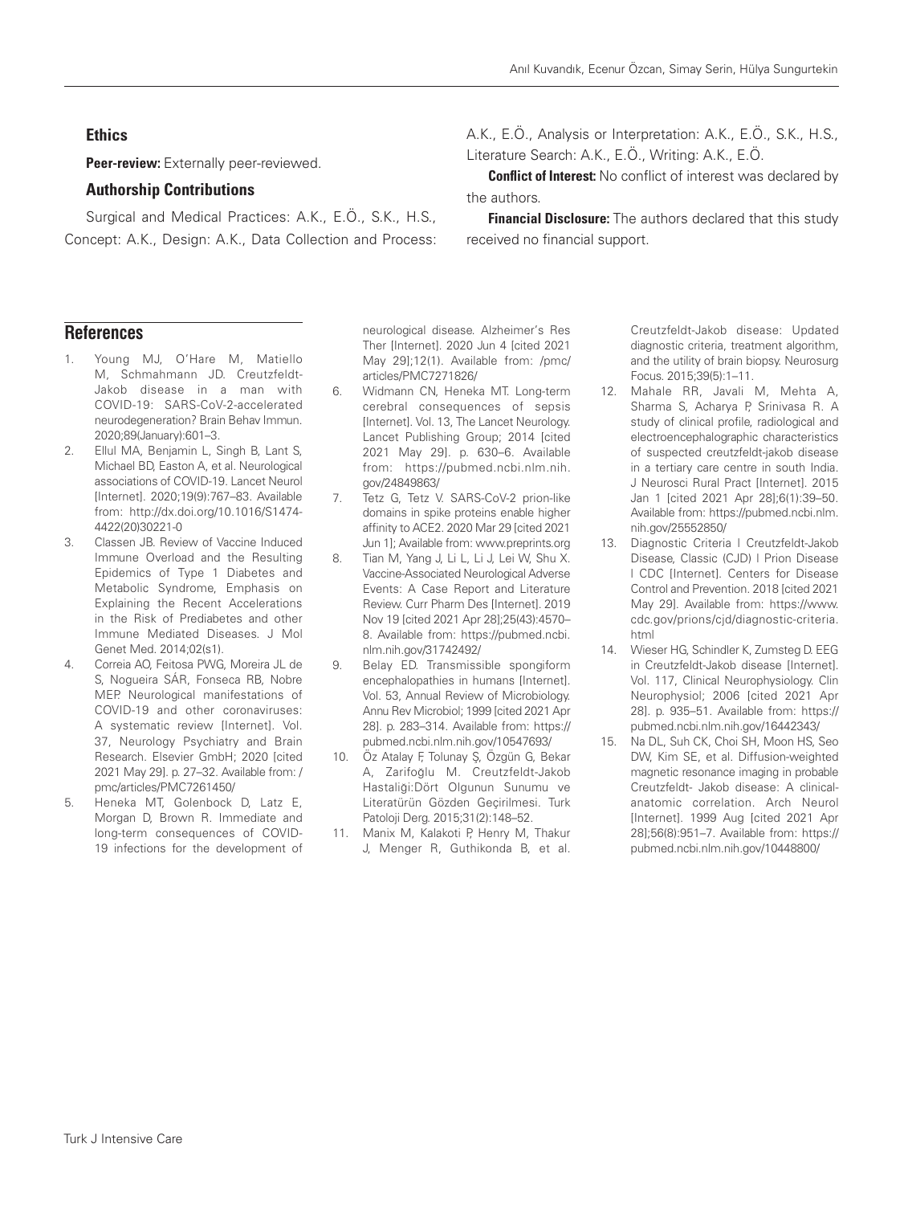## Ethics

**Peer-review:** Externally peer-reviewed.

## Authorship Contributions

Surgical and Medical Practices: A.K., E.Ö., S.K., H.S., Concept: A.K., Design: A.K., Data Collection and Process: A.K., E.Ö., Analysis or Interpretation: A.K., E.Ö., S.K., H.S., Literature Search: A.K., E.Ö., Writing: A.K., E.Ö.

**Conflict of Interest:** No conflict of interest was declared by the authors.

**Financial Disclosure:** The authors declared that this study received no financial support.

## References

1. Young MJ, O'Hare M, Matiello M, Schmahmann JD. Creutzfeldt-Jakob disease in a man with COVID-19: SARS-CoV-2-accelerated neurodegeneration? Brain Behav Immun. 2020;89(January):601–3.
2. Ellul MA, Benjamin L, Singh B, Lant S, Michael BD, Easton A, et al. Neurological associations of COVID-19. Lancet Neurol [Internet]. 2020;19(9):767–83. Available from: http://dx.doi.org/10.1016/S1474-4422(20)30221-0
3. Classen JB. Review of Vaccine Induced Immune Overload and the Resulting Epidemics of Type 1 Diabetes and Metabolic Syndrome, Emphasis on Explaining the Recent Accelerations in the Risk of Prediabetes and other Immune Mediated Diseases. J Mol Genet Med. 2014;02(s1).
4. Correia AO, Feitosa PWG, Moreira JL de S, Nogueira SÁR, Fonseca RB, Nobre MEP. Neurological manifestations of COVID-19 and other coronaviruses: A systematic review [Internet]. Vol. 37, Neurology Psychiatry and Brain Research. Elsevier GmbH; 2020 [cited 2021 May 29]. p. 27–32. Available from: /pmc/articles/PMC7261450/
5. Heneka MT, Golenbock D, Latz E, Morgan D, Brown R. Immediate and long-term consequences of COVID-19 infections for the development of neurological disease. Alzheimer's Res Ther [Internet]. 2020 Jun 4 [cited 2021 May 29];12(1). Available from: /pmc/articles/PMC7271826/
6. Widmann CN, Heneka MT. Long-term cerebral consequences of sepsis [Internet]. Vol. 13, The Lancet Neurology. Lancet Publishing Group; 2014 [cited 2021 May 29]. p. 630–6. Available from: https://pubmed.ncbi.nlm.nih.gov/24849863/
7. Tetz G, Tetz V. SARS-CoV-2 prion-like domains in spike proteins enable higher affinity to ACE2. 2020 Mar 29 [cited 2021 Jun 1]; Available from: www.preprints.org
8. Tian M, Yang J, Li L, Li J, Lei W, Shu X. Vaccine-Associated Neurological Adverse Events: A Case Report and Literature Review. Curr Pharm Des [Internet]. 2019 Nov 19 [cited 2021 Apr 28];25(43):4570–8. Available from: https://pubmed.ncbi.nlm.nih.gov/31742492/
9. Belay ED. Transmissible spongiform encephalopathies in humans [Internet]. Vol. 53, Annual Review of Microbiology. Annu Rev Microbiol; 1999 [cited 2021 Apr 28]. p. 283–314. Available from: https://pubmed.ncbi.nlm.nih.gov/10547693/
10. Öz Atalay F, Tolunay Ş, Özgün G, Bekar A, Zarifoğlu M. Creutzfeldt-Jakob Hastaliği:Dört Olgunun Sunumu ve Literatürün Gözden Geçirilmesi. Turk Patoloji Derg. 2015;31(2):148–52.
11. Manix M, Kalakoti P, Henry M, Thakur J, Menger R, Guthikonda B, et al. Creutzfeldt-Jakob disease: Updated diagnostic criteria, treatment algorithm, and the utility of brain biopsy. Neurosurg Focus. 2015;39(5):1–11.
12. Mahale RR, Javali M, Mehta A, Sharma S, Acharya P, Srinivasa R. A study of clinical profile, radiological and electroencephalographic characteristics of suspected creutzfeldt-jakob disease in a tertiary care centre in south India. J Neurosci Rural Pract [Internet]. 2015 Jan 1 [cited 2021 Apr 28];6(1):39–50. Available from: https://pubmed.ncbi.nlm.nih.gov/25552850/
13. Diagnostic Criteria | Creutzfeldt-Jakob Disease, Classic (CJD) | Prion Disease | CDC [Internet]. Centers for Disease Control and Prevention. 2018 [cited 2021 May 29]. Available from: https://www.cdc.gov/prions/cjd/diagnostic-criteria.html
14. Wieser HG, Schindler K, Zumsteg D. EEG in Creutzfeldt-Jakob disease [Internet]. Vol. 117, Clinical Neurophysiology. Clin Neurophysiol; 2006 [cited 2021 Apr 28]. p. 935–51. Available from: https://pubmed.ncbi.nlm.nih.gov/16442343/
15. Na DL, Suh CK, Choi SH, Moon HS, Seo DW, Kim SE, et al. Diffusion-weighted magnetic resonance imaging in probable Creutzfeldt- Jakob disease: A clinical-anatomic correlation. Arch Neurol [Internet]. 1999 Aug [cited 2021 Apr 28];56(8):951–7. Available from: https://pubmed.ncbi.nlm.nih.gov/10448800/